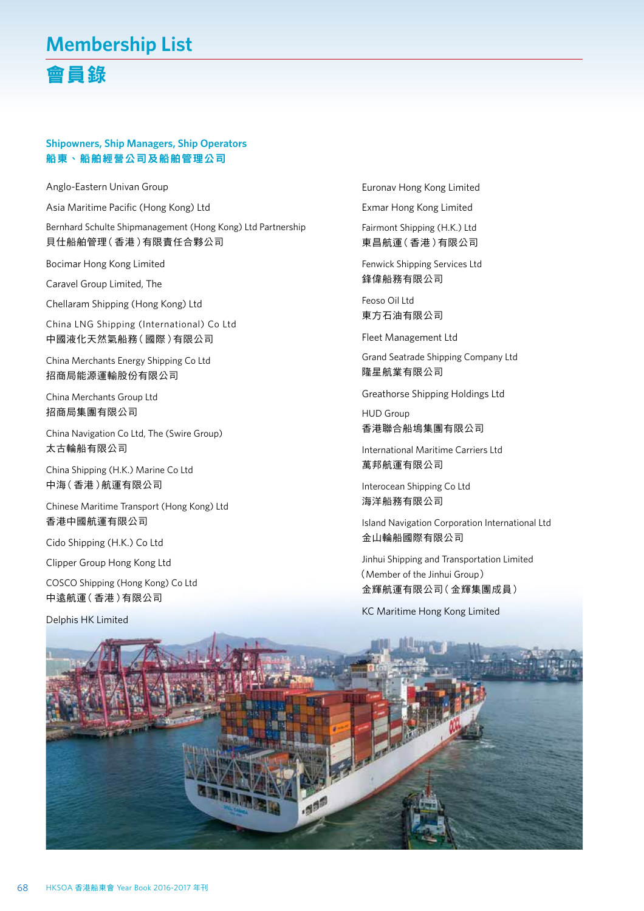# Membership List

# 會員錄

## Shipowners, Ship Managers, Ship Operators
## 船東、船舶經營公司及船舶管理公司

Anglo-Eastern Univan Group

Asia Maritime Pacific (Hong Kong) Ltd

Bernhard Schulte Shipmanagement (Hong Kong) Ltd Partnership
貝仕船舶管理(香港)有限責任合夥公司

Bocimar Hong Kong Limited

Caravel Group Limited, The

Chellaram Shipping (Hong Kong) Ltd

China LNG Shipping (International) Co Ltd
中國液化天然氣船務(國際)有限公司

China Merchants Energy Shipping Co Ltd
招商局能源運輸股份有限公司

China Merchants Group Ltd
招商局集團有限公司

China Navigation Co Ltd, The (Swire Group)
太古輪船有限公司

China Shipping (H.K.) Marine Co Ltd
中海(香港)航運有限公司

Chinese Maritime Transport (Hong Kong) Ltd
香港中國航運有限公司

Cido Shipping (H.K.) Co Ltd

Clipper Group Hong Kong Ltd

COSCO Shipping (Hong Kong) Co Ltd
中遠航運(香港)有限公司

Delphis HK Limited

Euronav Hong Kong Limited

Exmar Hong Kong Limited

Fairmont Shipping (H.K.) Ltd
東昌航運(香港)有限公司

Fenwick Shipping Services Ltd
鋒偉船務有限公司

Feoso Oil Ltd
東方石油有限公司

Fleet Management Ltd

Grand Seatrade Shipping Company Ltd
隆星航業有限公司

Greathorse Shipping Holdings Ltd

HUD Group
香港聯合船塢集團有限公司

International Maritime Carriers Ltd
萬邦航運有限公司

Interocean Shipping Co Ltd
海洋船務有限公司

Island Navigation Corporation International Ltd
金山輪船國際有限公司

Jinhui Shipping and Transportation Limited
(Member of the Jinhui Group)
金輝航運有限公司(金輝集團成員)

KC Maritime Hong Kong Limited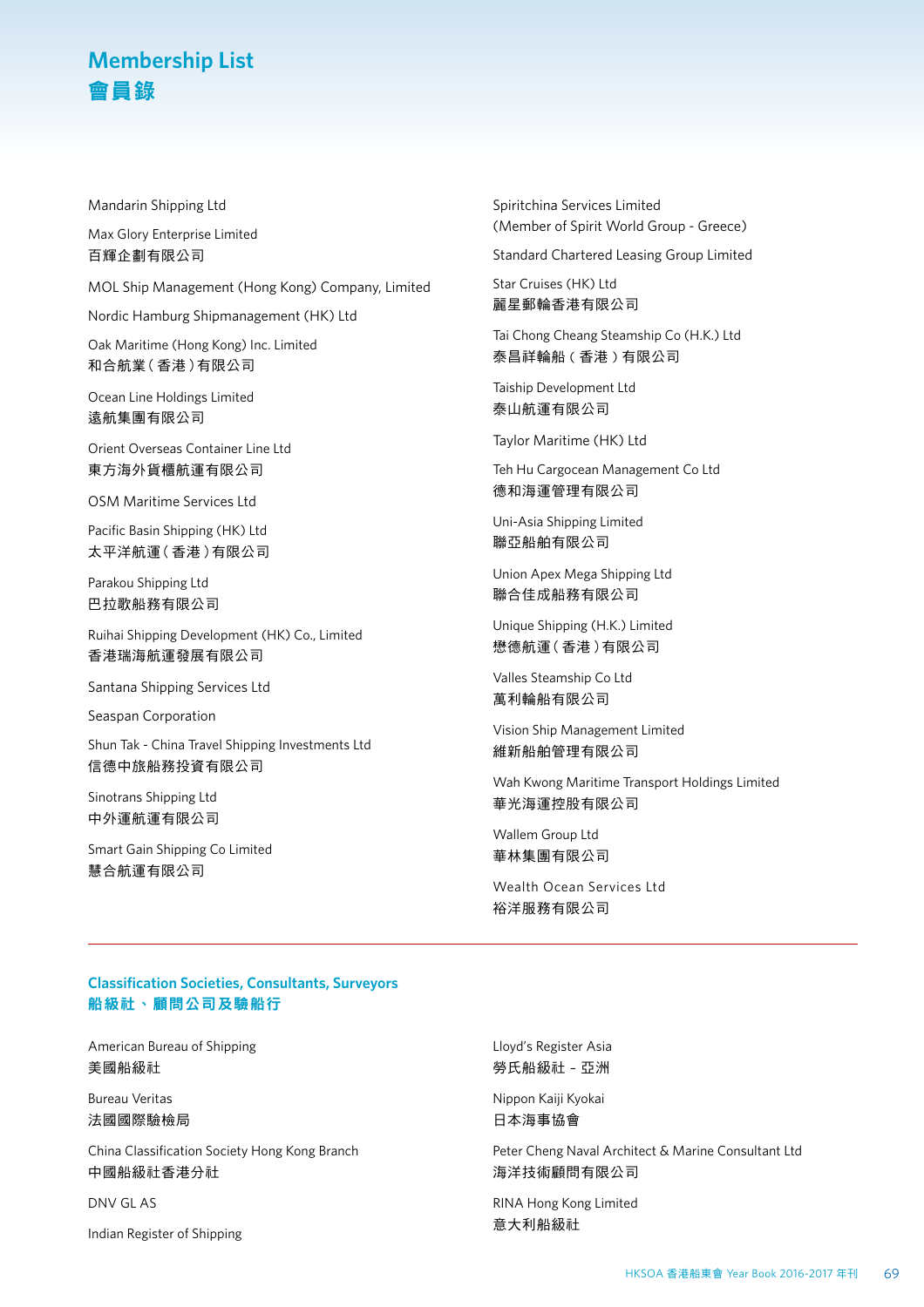# Membership List
# 會員錄

Mandarin Shipping Ltd

Max Glory Enterprise Limited
百輝企劃有限公司

MOL Ship Management (Hong Kong) Company, Limited

Nordic Hamburg Shipmanagement (HK) Ltd

Oak Maritime (Hong Kong) Inc. Limited
和合航業(香港)有限公司

Ocean Line Holdings Limited
遠航集團有限公司

Orient Overseas Container Line Ltd
東方海外貨櫃航運有限公司

OSM Maritime Services Ltd

Pacific Basin Shipping (HK) Ltd
太平洋航運(香港)有限公司

Parakou Shipping Ltd
巴拉歌船務有限公司

Ruihai Shipping Development (HK) Co., Limited
香港瑞海航運發展有限公司

Santana Shipping Services Ltd

Seaspan Corporation

Shun Tak - China Travel Shipping Investments Ltd
信德中旅船務投資有限公司

Sinotrans Shipping Ltd
中外運航運有限公司

Smart Gain Shipping Co Limited
慧合航運有限公司

Spiritchina Services Limited
(Member of Spirit World Group - Greece)

Standard Chartered Leasing Group Limited

Star Cruises (HK) Ltd
麗星郵輪香港有限公司

Tai Chong Cheang Steamship Co (H.K.) Ltd
泰昌祥輪船(香港)有限公司

Taiship Development Ltd
泰山航運有限公司

Taylor Maritime (HK) Ltd

Teh Hu Cargocean Management Co Ltd
德和海運管理有限公司

Uni-Asia Shipping Limited
聯亞船舶有限公司

Union Apex Mega Shipping Ltd
聯合佳成船務有限公司

Unique Shipping (H.K.) Limited
懋德航運(香港)有限公司

Valles Steamship Co Ltd
萬利輪船有限公司

Vision Ship Management Limited
維新船舶管理有限公司

Wah Kwong Maritime Transport Holdings Limited
華光海運控股有限公司

Wallem Group Ltd
華林集團有限公司

Wealth Ocean Services Ltd
裕洋服務有限公司

## Classification Societies, Consultants, Surveyors
## 船級社、顧問公司及驗船行

American Bureau of Shipping
美國船級社

Bureau Veritas
法國國際驗檢局

China Classification Society Hong Kong Branch
中國船級社香港分社

DNV GL AS

Indian Register of Shipping

Lloyd's Register Asia
勞氏船級社 - 亞洲

Nippon Kaiji Kyokai
日本海事協會

Peter Cheng Naval Architect & Marine Consultant Ltd
海洋技術顧問有限公司

RINA Hong Kong Limited
意大利船級社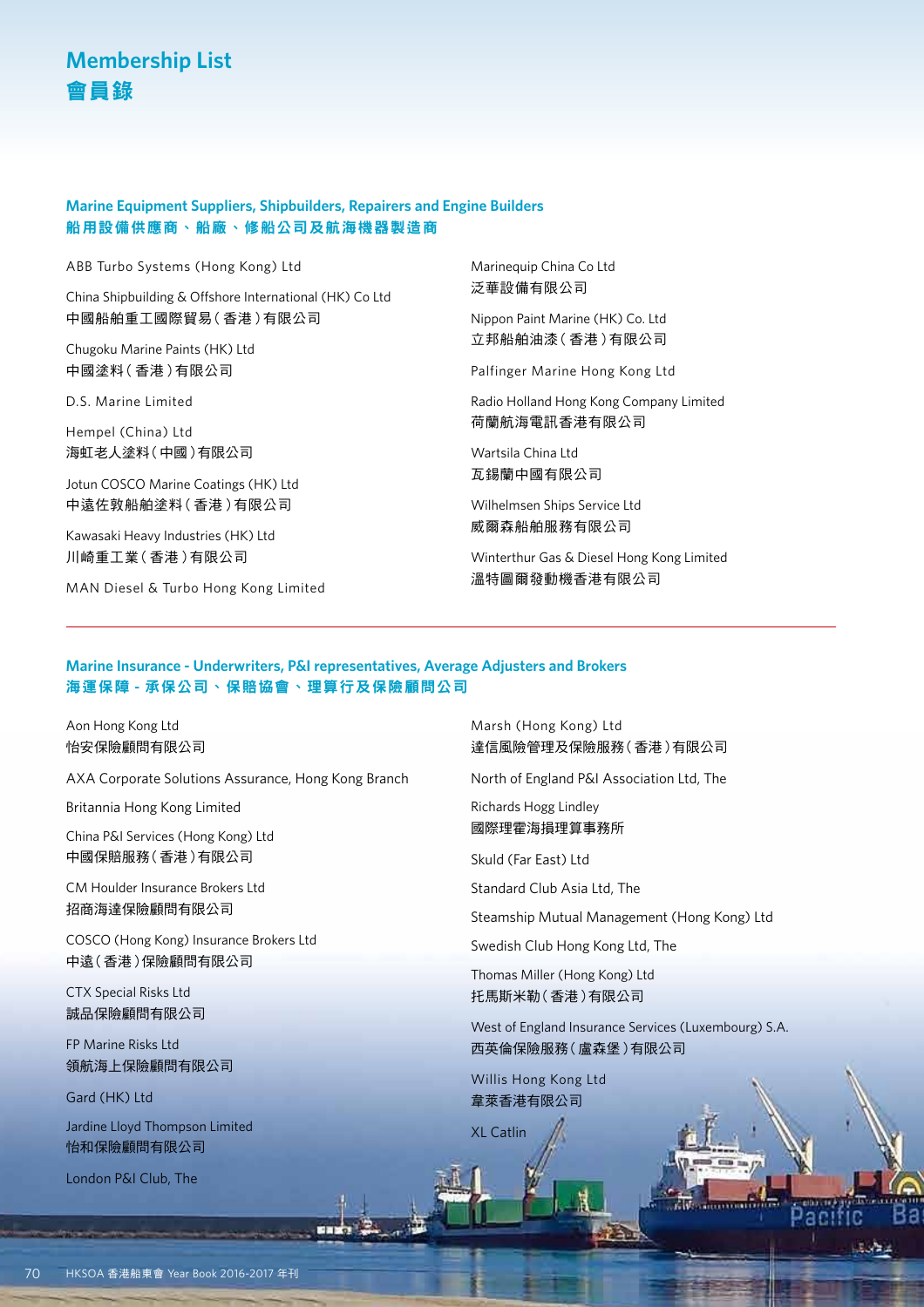# Membership List
# 會員錄

## Marine Equipment Suppliers, Shipbuilders, Repairers and Engine Builders
## 船用設備供應商、船廠、修船公司及航海機器製造商

ABB Turbo Systems (Hong Kong) Ltd

China Shipbuilding & Offshore International (HK) Co Ltd
中國船舶重工國際貿易(香港)有限公司

Chugoku Marine Paints (HK) Ltd
中國塗料(香港)有限公司

D.S. Marine Limited

Hempel (China) Ltd
海虹老人塗料(中國)有限公司

Jotun COSCO Marine Coatings (HK) Ltd
中遠佐敦船舶塗料(香港)有限公司

Kawasaki Heavy Industries (HK) Ltd
川崎重工業(香港)有限公司

MAN Diesel & Turbo Hong Kong Limited

Marinequip China Co Ltd
泛華設備有限公司

Nippon Paint Marine (HK) Co. Ltd
立邦船舶油漆(香港)有限公司

Palfinger Marine Hong Kong Ltd

Radio Holland Hong Kong Company Limited
荷蘭航海電訊香港有限公司

Wartsila China Ltd
瓦錫蘭中國有限公司

Wilhelmsen Ships Service Ltd
威爾森船舶服務有限公司

Winterthur Gas & Diesel Hong Kong Limited
溫特圖爾發動機香港有限公司

## Marine Insurance - Underwriters, P&I representatives, Average Adjusters and Brokers
## 海運保障 - 承保公司、保賠協會、理算行及保險顧問公司

Aon Hong Kong Ltd
怡安保險顧問有限公司

AXA Corporate Solutions Assurance, Hong Kong Branch

Britannia Hong Kong Limited

China P&I Services (Hong Kong) Ltd
中國保賠服務(香港)有限公司

CM Houlder Insurance Brokers Ltd
招商海達保險顧問有限公司

COSCO (Hong Kong) Insurance Brokers Ltd
中遠(香港)保險顧問有限公司

CTX Special Risks Ltd
誠品保險顧問有限公司

FP Marine Risks Ltd
領航海上保險顧問有限公司

Gard (HK) Ltd

Jardine Lloyd Thompson Limited
怡和保險顧問有限公司

London P&I Club, The

Marsh (Hong Kong) Ltd
達信風險管理及保險服務(香港)有限公司

North of England P&I Association Ltd, The

Richards Hogg Lindley
國際理霍海損理算事務所

Skuld (Far East) Ltd

Standard Club Asia Ltd, The

Steamship Mutual Management (Hong Kong) Ltd

Swedish Club Hong Kong Ltd, The

Thomas Miller (Hong Kong) Ltd
托馬斯米勒(香港)有限公司

West of England Insurance Services (Luxembourg) S.A.
西英倫保險服務(盧森堡)有限公司

Willis Hong Kong Ltd
韋萊香港有限公司

XL Catlin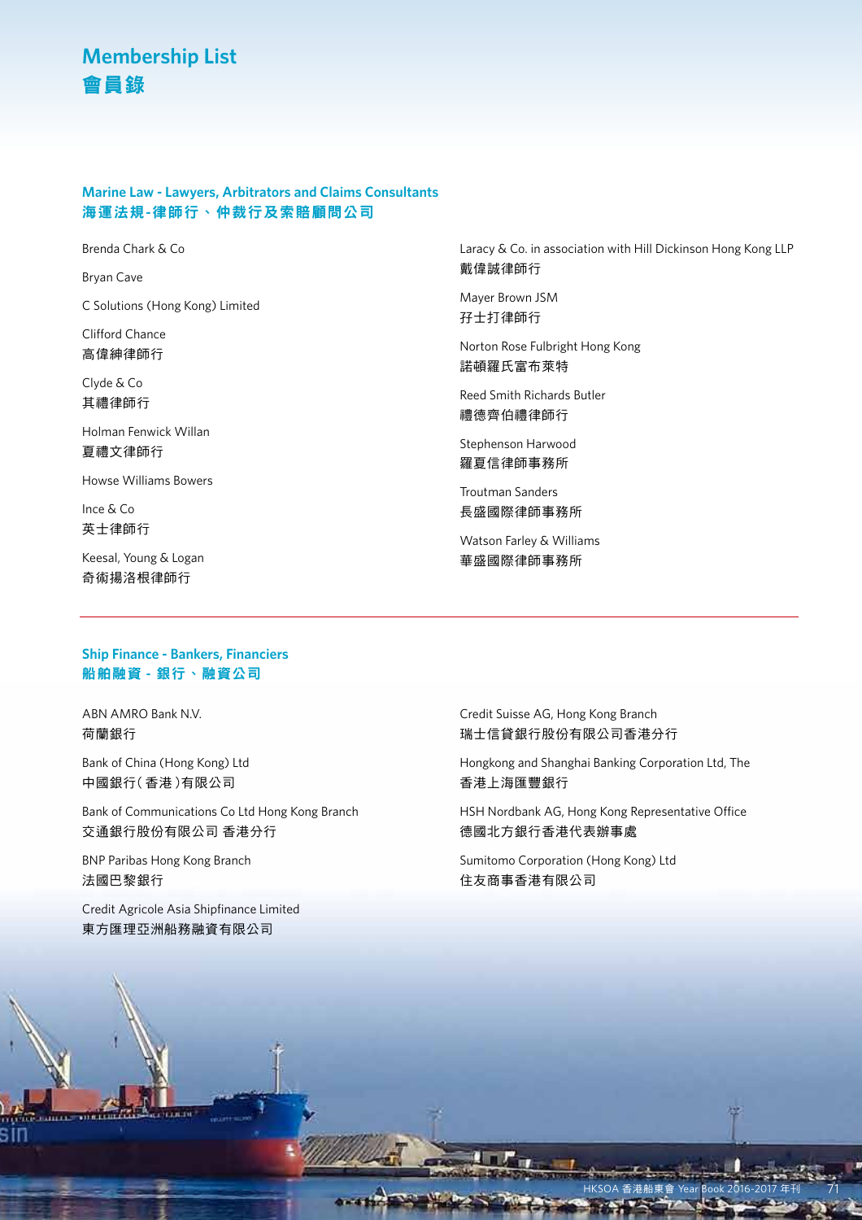# Membership List
# 會員錄

## Marine Law - Lawyers, Arbitrators and Claims Consultants
## 海運法規-律師行、仲裁行及索賠顧問公司

Brenda Chark & Co

Bryan Cave

C Solutions (Hong Kong) Limited

Clifford Chance
高偉紳律師行

Clyde & Co
其禮律師行

Holman Fenwick Willan
夏禮文律師行

Howse Williams Bowers

Ince & Co
英士律師行

Keesal, Young & Logan
奇術揚洛根律師行

Laracy & Co. in association with Hill Dickinson Hong Kong LLP
戴偉誠律師行

Mayer Brown JSM
孖士打律師行

Norton Rose Fulbright Hong Kong
諾頓羅氏富布萊特

Reed Smith Richards Butler
禮德齊伯禮律師行

Stephenson Harwood
羅夏信律師事務所

Troutman Sanders
長盛國際律師事務所

Watson Farley & Williams
華盛國際律師事務所

## Ship Finance - Bankers, Financiers
## 船舶融資 - 銀行、融資公司

ABN AMRO Bank N.V.
荷蘭銀行

Bank of China (Hong Kong) Ltd
中國銀行(香港)有限公司

Bank of Communications Co Ltd Hong Kong Branch
交通銀行股份有限公司 香港分行

BNP Paribas Hong Kong Branch
法國巴黎銀行

Credit Agricole Asia Shipfinance Limited
東方匯理亞洲船務融資有限公司

Credit Suisse AG, Hong Kong Branch
瑞士信貸銀行股份有限公司香港分行

Hongkong and Shanghai Banking Corporation Ltd, The
香港上海匯豐銀行

HSH Nordbank AG, Hong Kong Representative Office
德國北方銀行香港代表辦事處

Sumitomo Corporation (Hong Kong) Ltd
住友商事香港有限公司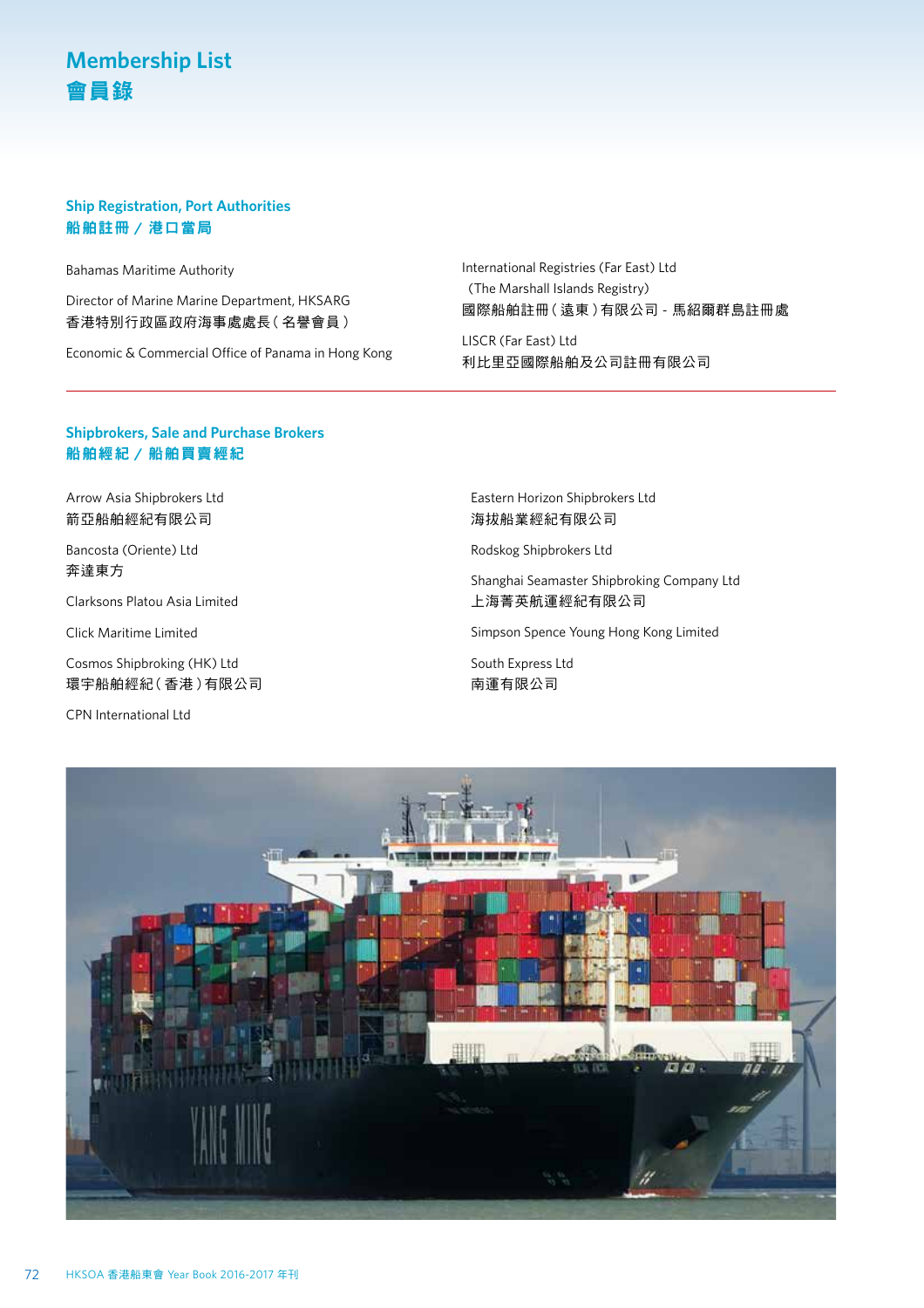# Membership List
# 會員錄

## Ship Registration, Port Authorities
## 船舶註冊 / 港口當局

Bahamas Maritime Authority

Director of Marine Marine Department, HKSARG
香港特別行政區政府海事處處長 ( 名譽會員 )

Economic & Commercial Office of Panama in Hong Kong

International Registries (Far East) Ltd
(The Marshall Islands Registry)
國際船舶註冊 ( 遠東 ) 有限公司 - 馬紹爾群島註冊處

LISCR (Far East) Ltd
利比里亞國際船舶及公司註冊有限公司

## Shipbrokers, Sale and Purchase Brokers
## 船舶經紀 / 船舶買賣經紀

Arrow Asia Shipbrokers Ltd
箭亞船舶經紀有限公司

Bancosta (Oriente) Ltd
奔達東方

Clarksons Platou Asia Limited

Click Maritime Limited

Cosmos Shipbroking (HK) Ltd
環宇船舶經紀 ( 香港 ) 有限公司

CPN International Ltd

Eastern Horizon Shipbrokers Ltd
海拔船業經紀有限公司

Rodskog Shipbrokers Ltd

Shanghai Seamaster Shipbroking Company Ltd
上海菁英航運經紀有限公司

Simpson Spence Young Hong Kong Limited

South Express Ltd
南運有限公司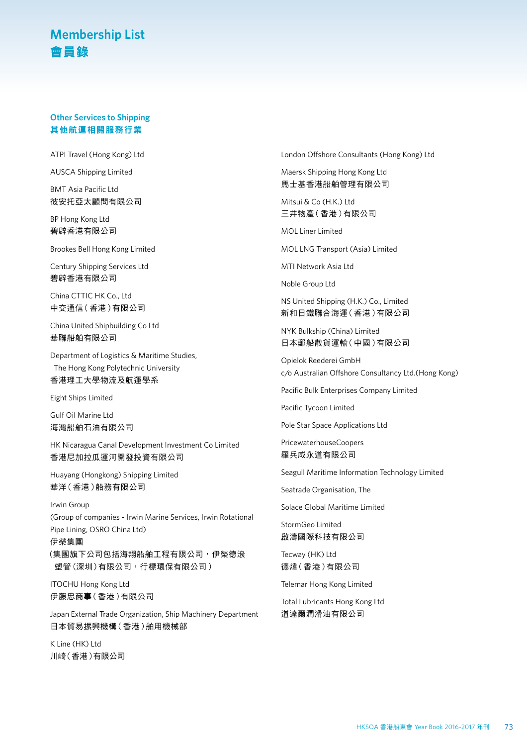# Membership List
# 會員錄

## Other Services to Shipping
## 其他航運相關服務行業

ATPI Travel (Hong Kong) Ltd

AUSCA Shipping Limited

BMT Asia Pacific Ltd
彼安托亞太顧問有限公司

BP Hong Kong Ltd
碧辟香港有限公司

Brookes Bell Hong Kong Limited

Century Shipping Services Ltd
碧辟香港有限公司

China CTTIC HK Co., Ltd
中交通信(香港)有限公司

China United Shipbuilding Co Ltd
華聯船舶有限公司

Department of Logistics & Maritime Studies,
The Hong Kong Polytechnic University
香港理工大學物流及航運學系

Eight Ships Limited

Gulf Oil Marine Ltd
海灣船舶石油有限公司

HK Nicaragua Canal Development Investment Co Limited
香港尼加拉瓜運河開發投資有限公司

Huayang (Hongkong) Shipping Limited
華洋(香港)船務有限公司

Irwin Group
(Group of companies - Irwin Marine Services, Irwin Rotational Pipe Lining, OSRO China Ltd)
伊榮集團
(集團旗下公司包括海翔船舶工程有限公司,伊榮德滚塑管(深圳)有限公司,行標環保有限公司)

ITOCHU Hong Kong Ltd
伊藤忠商事(香港)有限公司

Japan External Trade Organization, Ship Machinery Department
日本貿易振興機構(香港)舶用機械部

K Line (HK) Ltd
川崎(香港)有限公司

London Offshore Consultants (Hong Kong) Ltd

Maersk Shipping Hong Kong Ltd
馬士基香港船舶管理有限公司

Mitsui & Co (H.K.) Ltd
三井物產(香港)有限公司

MOL Liner Limited

MOL LNG Transport (Asia) Limited

MTI Network Asia Ltd

Noble Group Ltd

NS United Shipping (H.K.) Co., Limited
新和日鐵聯合海運(香港)有限公司

NYK Bulkship (China) Limited
日本郵船散貨運輸(中國)有限公司

Opielok Reederei GmbH
c/o Australian Offshore Consultancy Ltd.(Hong Kong)

Pacific Bulk Enterprises Company Limited

Pacific Tycoon Limited

Pole Star Space Applications Ltd

PricewaterhouseCoopers
羅兵咸永道有限公司

Seagull Maritime Information Technology Limited

Seatrade Organisation, The

Solace Global Maritime Limited

StormGeo Limited
啟濤國際科技有限公司

Tecway (HK) Ltd
德煒(香港)有限公司

Telemar Hong Kong Limited

Total Lubricants Hong Kong Ltd
道達爾潤滑油有限公司